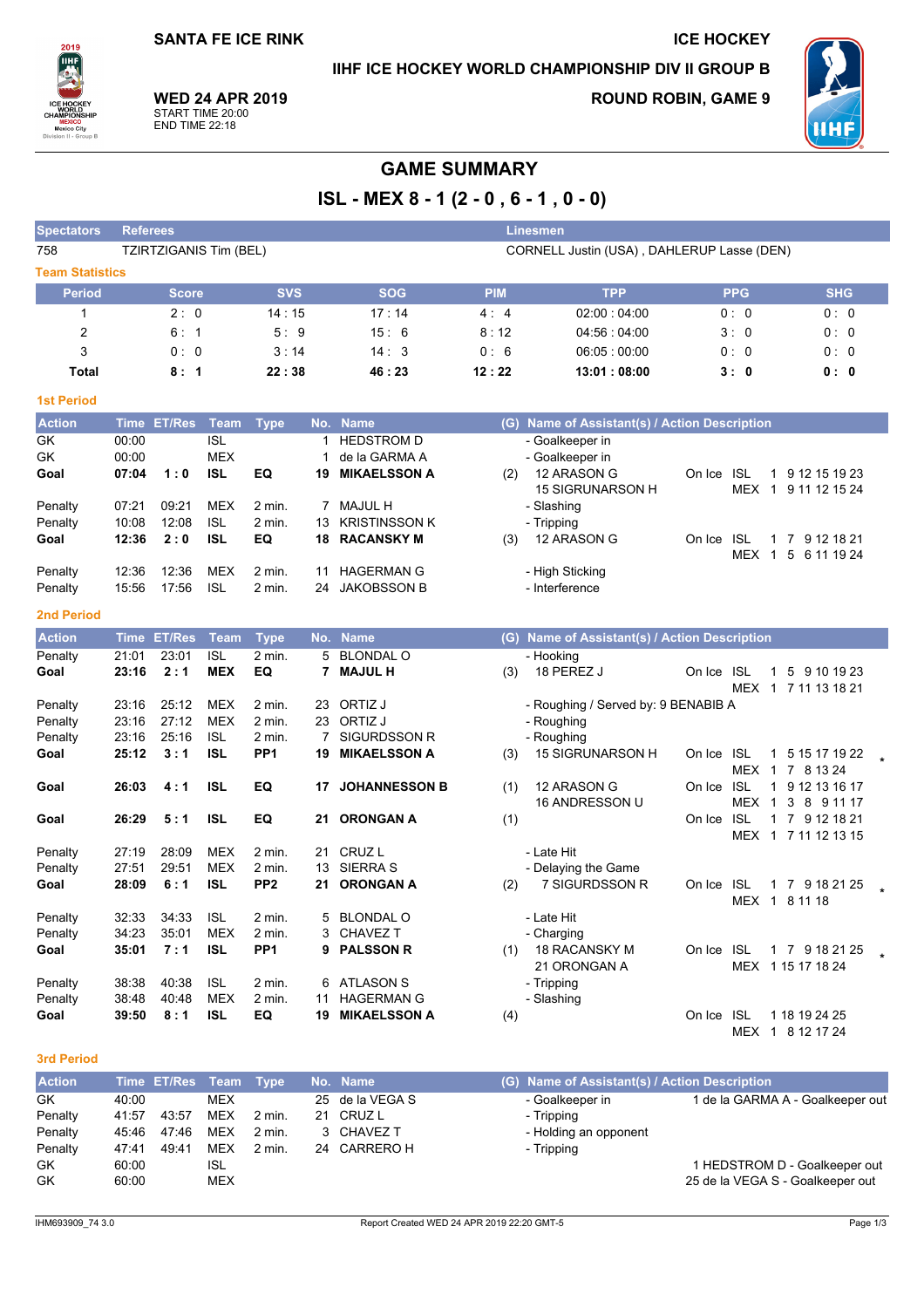SANTA FE ICE RINK

ICE HOCKEY

IIHF ICE HOCKEY WORLD CHAMPIONSHIP DIV II GROUP B

**WED 24 APR 2019**
START TIME 20:00
END TIME 22:18

ROUND ROBIN, GAME 9

# GAME SUMMARY

## ISL - MEX 8 - 1 (2 - 0 , 6 - 1 , 0 - 0)

| Spectators | Referees | Linesmen |
|---|---|---|
| 758 | TZIRTZIGANIS Tim (BEL) | CORNELL Justin (USA) , DAHLERUP Lasse (DEN) |

### Team Statistics

| Period | Score | SVS | SOG | PIM | TPP | PPG | SHG |
|---|---|---|---|---|---|---|---|
| 1 | 2 : 0 | 14 : 15 | 17 : 14 | 4 : 4 | 02:00 : 04:00 | 0 : 0 | 0 : 0 |
| 2 | 6 : 1 | 5 : 9 | 15 : 6 | 8 : 12 | 04:56 : 04:00 | 3 : 0 | 0 : 0 |
| 3 | 0 : 0 | 3 : 14 | 14 : 3 | 0 : 6 | 06:05 : 00:00 | 0 : 0 | 0 : 0 |
| **Total** | **8 : 1** | **22 : 38** | **46 : 23** | **12 : 22** | **13:01 : 08:00** | **3 : 0** | **0 : 0** |

### 1st Period

| Action | Time | ET/Res | Team | Type | No. | Name | (G) | Name of Assistant(s) / Action Description | On Ice | |
|---|---|---|---|---|---|---|---|---|---|---|
| GK | 00:00 | | ISL | | 1 | HEDSTROM D | | - Goalkeeper in | | |
| GK | 00:00 | | MEX | | 1 | de la GARMA A | | - Goalkeeper in | | |
| **Goal** | **07:04** | **1 : 0** | **ISL** | **EQ** | **19** | **MIKAELSSON A** | (2) | 12 ARASON G<br>15 SIGRUNARSON H | On Ice | ISL 1 9 12 15 19 23<br>MEX 1 9 11 12 15 24 |
| Penalty | 07:21 | 09:21 | MEX | 2 min. | 7 | MAJUL H | | - Slashing | | |
| Penalty | 10:08 | 12:08 | ISL | 2 min. | 13 | KRISTINSSON K | | - Tripping | | |
| **Goal** | **12:36** | **2 : 0** | **ISL** | **EQ** | **18** | **RACANSKY M** | (3) | 12 ARASON G | On Ice | ISL 1 7 9 12 18 21<br>MEX 1 5 6 11 19 24 |
| Penalty | 12:36 | 12:36 | MEX | 2 min. | 11 | HAGERMAN G | | - High Sticking | | |
| Penalty | 15:56 | 17:56 | ISL | 2 min. | 24 | JAKOBSSON B | | - Interference | | |

### 2nd Period

| Action | Time | ET/Res | Team | Type | No. | Name | (G) | Name of Assistant(s) / Action Description | On Ice | |
|---|---|---|---|---|---|---|---|---|---|---|
| Penalty | 21:01 | 23:01 | ISL | 2 min. | 5 | BLONDAL O | | - Hooking | | |
| **Goal** | **23:16** | **2 : 1** | **MEX** | **EQ** | **7** | **MAJUL H** | (3) | 18 PEREZ J | On Ice | ISL 1 5 9 10 19 23<br>MEX 1 7 11 13 18 21 |
| Penalty | 23:16 | 25:12 | MEX | 2 min. | 23 | ORTIZ J | | - Roughing / Served by: 9 BENABIB A | | |
| Penalty | 23:16 | 27:12 | MEX | 2 min. | 23 | ORTIZ J | | - Roughing | | |
| Penalty | 23:16 | 25:16 | ISL | 2 min. | 7 | SIGURDSSON R | | - Roughing | | |
| **Goal** | **25:12** | **3 : 1** | **ISL** | **PP1** | **19** | **MIKAELSSON A** | (3) | 15 SIGRUNARSON H | On Ice | ISL 1 5 15 17 19 22 *<br>MEX 1 7 8 13 24 |
| **Goal** | **26:03** | **4 : 1** | **ISL** | **EQ** | **17** | **JOHANNESSON B** | (1) | 12 ARASON G<br>16 ANDRESSON U | On Ice | ISL 1 9 12 13 16 17<br>MEX 1 3 8 9 11 17 |
| **Goal** | **26:29** | **5 : 1** | **ISL** | **EQ** | **21** | **ORONGAN A** | (1) | | On Ice | ISL 1 7 9 12 18 21<br>MEX 1 7 11 12 13 15 |
| Penalty | 27:19 | 28:09 | MEX | 2 min. | 21 | CRUZ L | | - Late Hit | | |
| Penalty | 27:51 | 29:51 | MEX | 2 min. | 13 | SIERRA S | | - Delaying the Game | | |
| **Goal** | **28:09** | **6 : 1** | **ISL** | **PP2** | **21** | **ORONGAN A** | (2) | 7 SIGURDSSON R | On Ice | ISL 1 7 9 18 21 25 *<br>MEX 1 8 11 18 |
| Penalty | 32:33 | 34:33 | ISL | 2 min. | 5 | BLONDAL O | | - Late Hit | | |
| Penalty | 34:23 | 35:01 | MEX | 2 min. | 3 | CHAVEZ T | | - Charging | | |
| **Goal** | **35:01** | **7 : 1** | **ISL** | **PP1** | **9** | **PALSSON R** | (1) | 18 RACANSKY M<br>21 ORONGAN A | On Ice | ISL 1 7 9 18 21 25 *<br>MEX 1 15 17 18 24 |
| Penalty | 38:38 | 40:38 | ISL | 2 min. | 6 | ATLASON S | | - Tripping | | |
| Penalty | 38:48 | 40:48 | MEX | 2 min. | 11 | HAGERMAN G | | - Slashing | | |
| **Goal** | **39:50** | **8 : 1** | **ISL** | **EQ** | **19** | **MIKAELSSON A** | (4) | | On Ice | ISL 1 18 19 24 25<br>MEX 1 8 12 17 24 |

### 3rd Period

| Action | Time | ET/Res | Team | Type | No. | Name | (G) | Name of Assistant(s) / Action Description | |
|---|---|---|---|---|---|---|---|---|---|
| GK | 40:00 | | MEX | | 25 | de la VEGA S | | - Goalkeeper in | 1 de la GARMA A - Goalkeeper out |
| Penalty | 41:57 | 43:57 | MEX | 2 min. | 21 | CRUZ L | | - Tripping | |
| Penalty | 45:46 | 47:46 | MEX | 2 min. | 3 | CHAVEZ T | | - Holding an opponent | |
| Penalty | 47:41 | 49:41 | MEX | 2 min. | 24 | CARRERO H | | - Tripping | |
| GK | 60:00 | | ISL | | | | | | 1 HEDSTROM D - Goalkeeper out |
| GK | 60:00 | | MEX | | | | | | 25 de la VEGA S - Goalkeeper out |

IHM693909_74 3.0 Report Created WED 24 APR 2019 22:20 GMT-5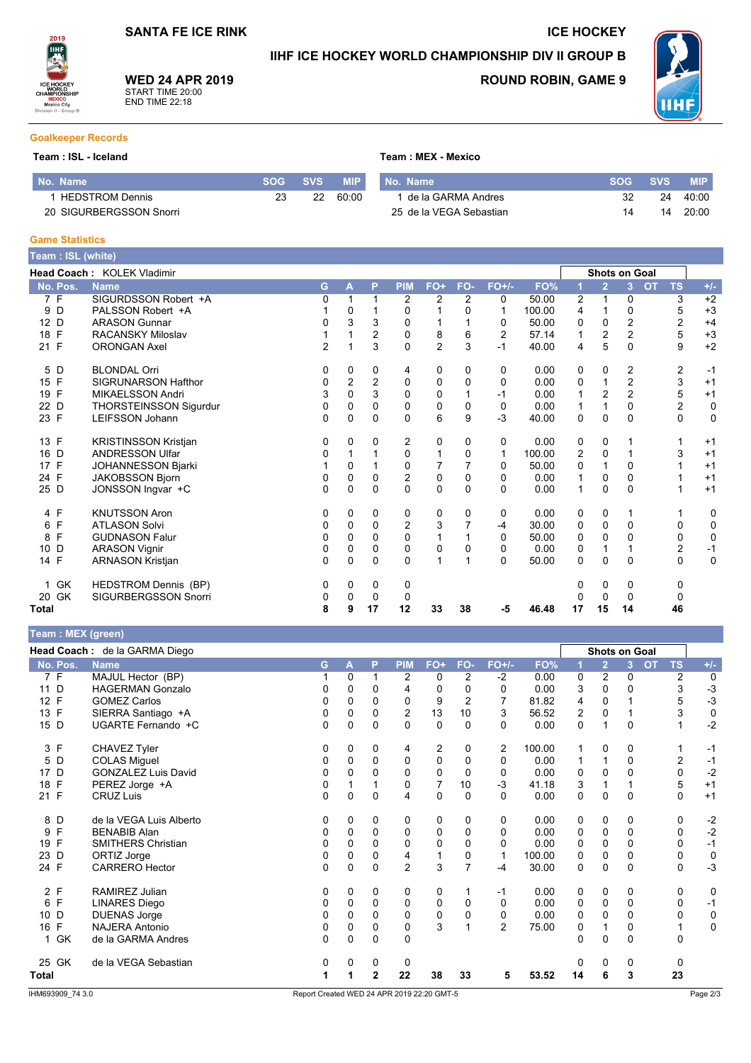# SANTA FE ICE RINK

**ICE HOCKEY**

## IIHF ICE HOCKEY WORLD CHAMPIONSHIP DIV II GROUP B

**WED 24 APR 2019**
START TIME 20:00
END TIME 22:18

**ROUND ROBIN, GAME 9**

### Goalkeeper Records

**Team : ISL - Iceland**

| No. | Name | SOG | SVS | MIP |
|---|---|---|---|---|
| 1 | HEDSTROM Dennis | 23 | 22 | 60:00 |
| 20 | SIGURBERGSSON Snorri | | | |

**Team : MEX - Mexico**

| No. | Name | SOG | SVS | MIP |
|---|---|---|---|---|
| 1 | de la GARMA Andres | 32 | 24 | 40:00 |
| 25 | de la VEGA Sebastian | 14 | 14 | 20:00 |

### Game Statistics

**Team : ISL (white)**

**Head Coach :** KOLEK Vladimir

| No. | Pos. | Name | G | A | P | PIM | FO+ | FO- | FO+/- | FO% | SOG 1 | SOG 2 | SOG 3 | SOG OT | SOG TS | +/- |
|---|---|---|---|---|---|---|---|---|---|---|---|---|---|---|---|---|
| 7 | F | SIGURDSSON Robert +A | 0 | 1 | 1 | 2 | 2 | 2 | 0 | 50.00 | 2 | 1 | 0 | | 3 | +2 |
| 9 | D | PALSSON Robert +A | 1 | 0 | 1 | 0 | 1 | 0 | 1 | 100.00 | 4 | 1 | 0 | | 5 | +3 |
| 12 | D | ARASON Gunnar | 0 | 3 | 3 | 0 | 1 | 1 | 0 | 50.00 | 0 | 0 | 2 | | 2 | +4 |
| 18 | F | RACANSKY Miloslav | 1 | 1 | 2 | 0 | 8 | 6 | 2 | 57.14 | 1 | 2 | 2 | | 5 | +3 |
| 21 | F | ORONGAN Axel | 2 | 1 | 3 | 0 | 2 | 3 | -1 | 40.00 | 4 | 5 | 0 | | 9 | +2 |
| 5 | D | BLONDAL Orri | 0 | 0 | 0 | 4 | 0 | 0 | 0 | 0.00 | 0 | 0 | 2 | | 2 | -1 |
| 15 | F | SIGRUNARSON Hafthor | 0 | 2 | 2 | 0 | 0 | 0 | 0 | 0.00 | 0 | 1 | 2 | | 3 | +1 |
| 19 | F | MIKAELSSON Andri | 3 | 0 | 3 | 0 | 0 | 1 | -1 | 0.00 | 1 | 2 | 2 | | 5 | +1 |
| 22 | D | THORSTEINSSON Sigurdur | 0 | 0 | 0 | 0 | 0 | 0 | 0 | 0.00 | 1 | 1 | 0 | | 2 | 0 |
| 23 | F | LEIFSSON Johann | 0 | 0 | 0 | 0 | 6 | 9 | -3 | 40.00 | 0 | 0 | 0 | | 0 | 0 |
| 13 | F | KRISTINSSON Kristjan | 0 | 0 | 0 | 2 | 0 | 0 | 0 | 0.00 | 0 | 0 | 1 | | 1 | +1 |
| 16 | D | ANDRESSON Ulfar | 0 | 1 | 1 | 0 | 1 | 0 | 1 | 100.00 | 2 | 0 | 1 | | 3 | +1 |
| 17 | F | JOHANNESSON Bjarki | 1 | 0 | 1 | 0 | 7 | 7 | 0 | 50.00 | 0 | 1 | 0 | | 1 | +1 |
| 24 | F | JAKOBSSON Bjorn | 0 | 0 | 0 | 2 | 0 | 0 | 0 | 0.00 | 1 | 0 | 0 | | 1 | +1 |
| 25 | D | JONSSON Ingvar +C | 0 | 0 | 0 | 0 | 0 | 0 | 0 | 0.00 | 1 | 0 | 0 | | 1 | +1 |
| 4 | F | KNUTSSON Aron | 0 | 0 | 0 | 0 | 0 | 0 | 0 | 0.00 | 0 | 0 | 1 | | 1 | 0 |
| 6 | F | ATLASON Solvi | 0 | 0 | 0 | 2 | 3 | 7 | -4 | 30.00 | 0 | 0 | 0 | | 0 | 0 |
| 8 | F | GUDNASON Falur | 0 | 0 | 0 | 0 | 1 | 1 | 0 | 50.00 | 0 | 0 | 0 | | 0 | 0 |
| 10 | D | ARASON Vignir | 0 | 0 | 0 | 0 | 0 | 0 | 0 | 0.00 | 0 | 1 | 1 | | 2 | -1 |
| 14 | F | ARNASON Kristjan | 0 | 0 | 0 | 0 | 1 | 1 | 0 | 50.00 | 0 | 0 | 0 | | 0 | 0 |
| 1 | GK | HEDSTROM Dennis (BP) | 0 | 0 | 0 | 0 | | | | | 0 | 0 | 0 | | 0 | |
| 20 | GK | SIGURBERGSSON Snorri | 0 | 0 | 0 | 0 | | | | | 0 | 0 | 0 | | 0 | |
| **Total** | | | **8** | **9** | **17** | **12** | **33** | **38** | **-5** | **46.48** | **17** | **15** | **14** | | **46** | |

**Team : MEX (green)**

**Head Coach :** de la GARMA Diego

| No. | Pos. | Name | G | A | P | PIM | FO+ | FO- | FO+/- | FO% | SOG 1 | SOG 2 | SOG 3 | SOG OT | SOG TS | +/- |
|---|---|---|---|---|---|---|---|---|---|---|---|---|---|---|---|---|
| 7 | F | MAJUL Hector (BP) | 1 | 0 | 1 | 2 | 0 | 2 | -2 | 0.00 | 0 | 2 | 0 | | 2 | 0 |
| 11 | D | HAGERMAN Gonzalo | 0 | 0 | 0 | 4 | 0 | 0 | 0 | 0.00 | 3 | 0 | 0 | | 3 | -3 |
| 12 | F | GOMEZ Carlos | 0 | 0 | 0 | 0 | 9 | 2 | 7 | 81.82 | 4 | 0 | 1 | | 5 | -3 |
| 13 | F | SIERRA Santiago +A | 0 | 0 | 0 | 2 | 13 | 10 | 3 | 56.52 | 2 | 0 | 1 | | 3 | 0 |
| 15 | D | UGARTE Fernando +C | 0 | 0 | 0 | 0 | 0 | 0 | 0 | 0.00 | 0 | 1 | 0 | | 1 | -2 |
| 3 | F | CHAVEZ Tyler | 0 | 0 | 0 | 4 | 2 | 0 | 2 | 100.00 | 1 | 0 | 0 | | 1 | -1 |
| 5 | D | COLAS Miguel | 0 | 0 | 0 | 0 | 0 | 0 | 0 | 0.00 | 1 | 1 | 0 | | 2 | -1 |
| 17 | D | GONZALEZ Luis David | 0 | 0 | 0 | 0 | 0 | 0 | 0 | 0.00 | 0 | 0 | 0 | | 0 | -2 |
| 18 | F | PEREZ Jorge +A | 0 | 1 | 1 | 0 | 7 | 10 | -3 | 41.18 | 3 | 1 | 1 | | 5 | +1 |
| 21 | F | CRUZ Luis | 0 | 0 | 0 | 4 | 0 | 0 | 0 | 0.00 | 0 | 0 | 0 | | 0 | +1 |
| 8 | D | de la VEGA Luis Alberto | 0 | 0 | 0 | 0 | 0 | 0 | 0 | 0.00 | 0 | 0 | 0 | | 0 | -2 |
| 9 | F | BENABIB Alan | 0 | 0 | 0 | 0 | 0 | 0 | 0 | 0.00 | 0 | 0 | 0 | | 0 | -2 |
| 19 | F | SMITHERS Christian | 0 | 0 | 0 | 0 | 0 | 0 | 0 | 0.00 | 0 | 0 | 0 | | 0 | -1 |
| 23 | D | ORTIZ Jorge | 0 | 0 | 0 | 4 | 1 | 0 | 1 | 100.00 | 0 | 0 | 0 | | 0 | 0 |
| 24 | F | CARRERO Hector | 0 | 0 | 0 | 2 | 3 | 7 | -4 | 30.00 | 0 | 0 | 0 | | 0 | -3 |
| 2 | F | RAMIREZ Julian | 0 | 0 | 0 | 0 | 0 | 1 | -1 | 0.00 | 0 | 0 | 0 | | 0 | 0 |
| 6 | F | LINARES Diego | 0 | 0 | 0 | 0 | 0 | 0 | 0 | 0.00 | 0 | 0 | 0 | | 0 | -1 |
| 10 | D | DUENAS Jorge | 0 | 0 | 0 | 0 | 0 | 0 | 0 | 0.00 | 0 | 0 | 0 | | 0 | 0 |
| 16 | F | NAJERA Antonio | 0 | 0 | 0 | 0 | 3 | 1 | 2 | 75.00 | 0 | 1 | 0 | | 1 | 0 |
| 1 | GK | de la GARMA Andres | 0 | 0 | 0 | 0 | | | | | 0 | 0 | 0 | | 0 | |
| 25 | GK | de la VEGA Sebastian | 0 | 0 | 0 | 0 | | | | | 0 | 0 | 0 | | 0 | |
| **Total** | | | **1** | **1** | **2** | **22** | **38** | **33** | **5** | **53.52** | **14** | **6** | **3** | | **23** | |

IHM693909_74 3.0 — Report Created WED 24 APR 2019 22:20 GMT-5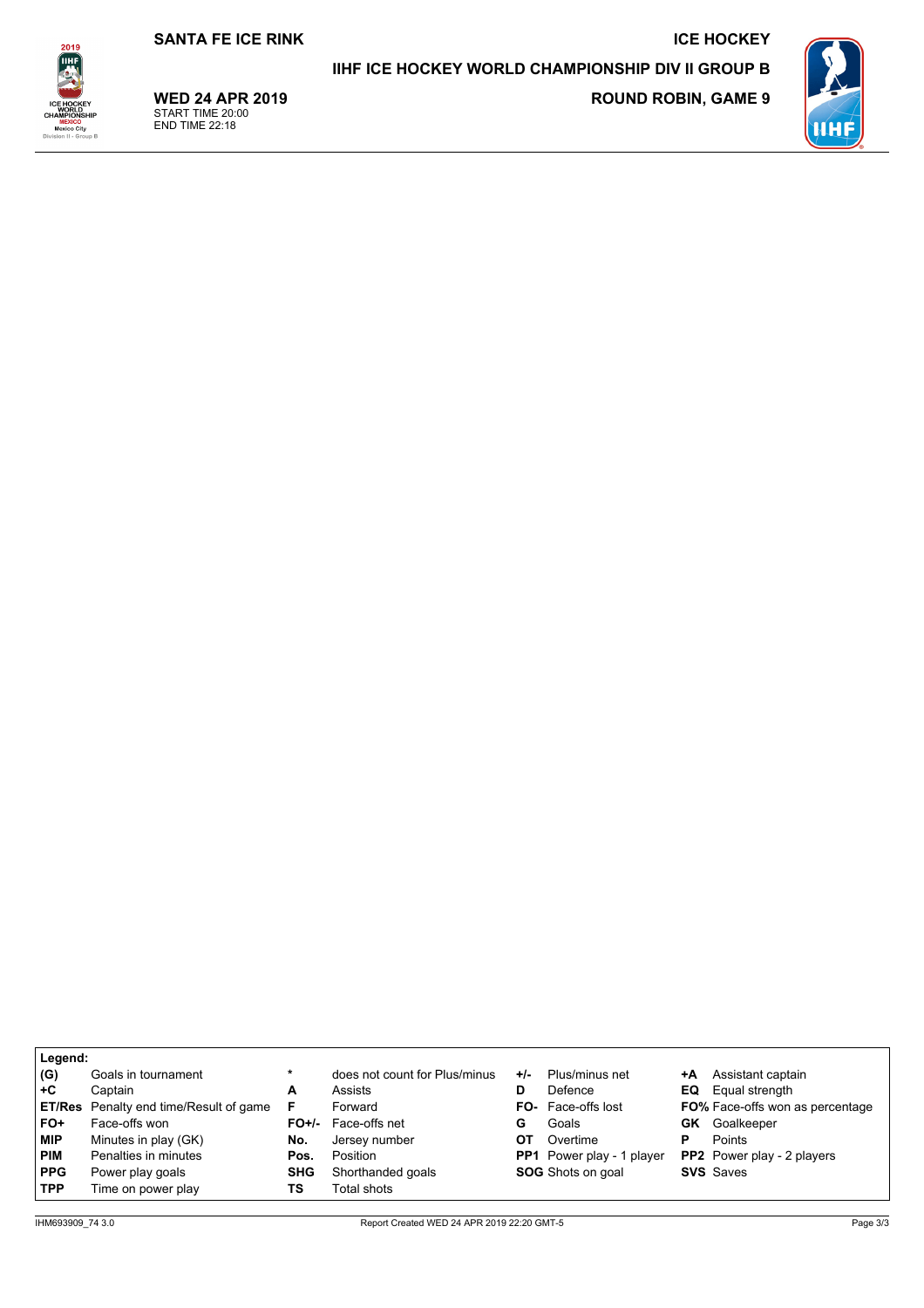**SANTA FE ICE RINK**

**ICE HOCKEY**

**IIHF ICE HOCKEY WORLD CHAMPIONSHIP DIV II GROUP B**

**WED 24 APR 2019**
START TIME 20:00
END TIME 22:18

**ROUND ROBIN, GAME 9**

**Legend:**

| | | | | | | | |
|---|---|---|---|---|---|---|---|
| **(G)** | Goals in tournament | **\*** | does not count for Plus/minus | **+/-** | Plus/minus net | **+A** | Assistant captain |
| **+C** | Captain | **A** | Assists | **D** | Defence | **EQ** | Equal strength |
| **ET/Res** | Penalty end time/Result of game | **F** | Forward | **FO-** | Face-offs lost | **FO%** | Face-offs won as percentage |
| **FO+** | Face-offs won | **FO+/-** | Face-offs net | **G** | Goals | **GK** | Goalkeeper |
| **MIP** | Minutes in play (GK) | **No.** | Jersey number | **OT** | Overtime | **P** | Points |
| **PIM** | Penalties in minutes | **Pos.** | Position | **PP1** | Power play - 1 player | **PP2** | Power play - 2 players |
| **PPG** | Power play goals | **SHG** | Shorthanded goals | **SOG** | Shots on goal | **SVS** | Saves |
| **TPP** | Time on power play | **TS** | Total shots | | | | |

IHM693909_74 3.0 Report Created WED 24 APR 2019 22:20 GMT-5